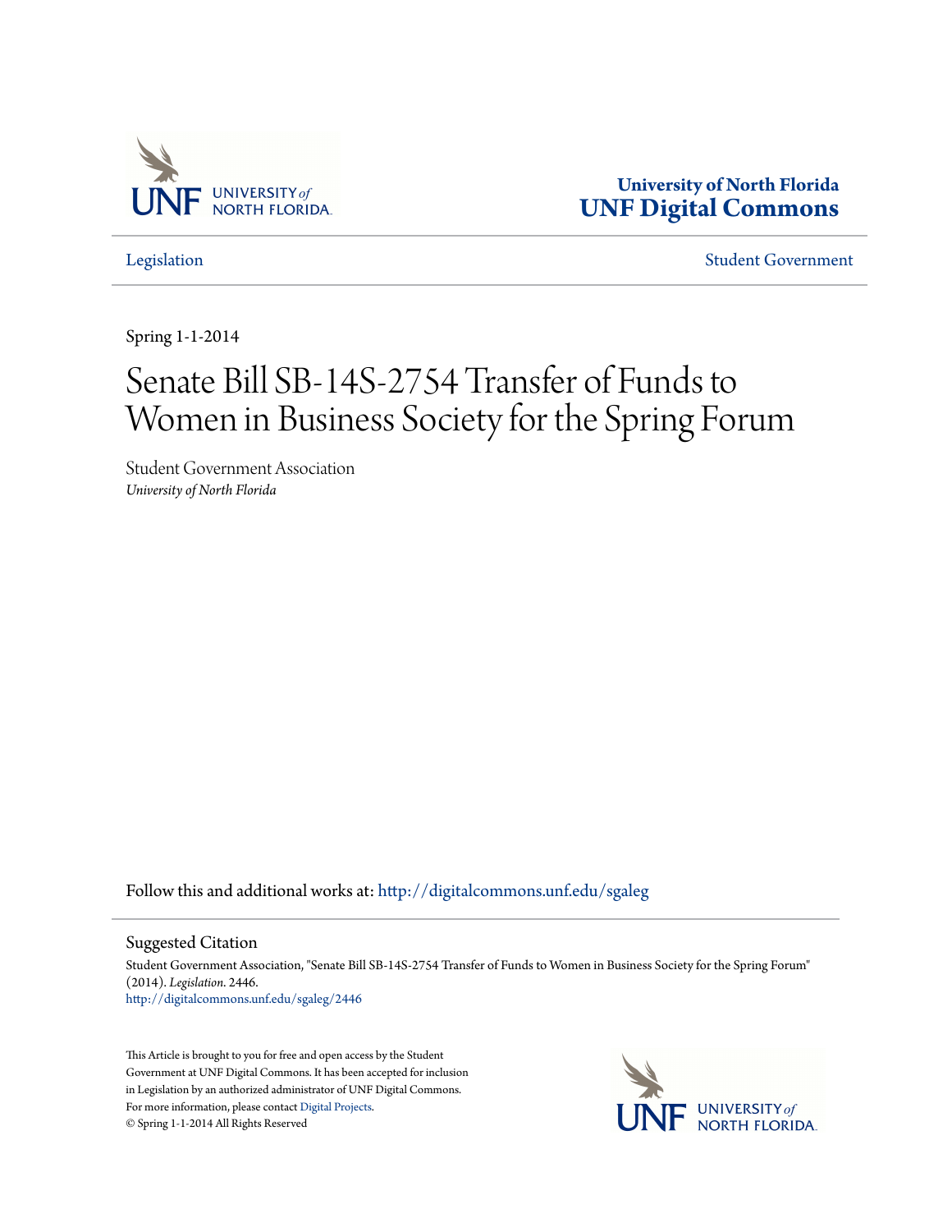University of North Florida
**UNF Digital Commons**

Legislation | Student Government

Spring 1-1-2014

# Senate Bill SB-14S-2754 Transfer of Funds to Women in Business Society for the Spring Forum

Student Government Association
*University of North Florida*

Follow this and additional works at: http://digitalcommons.unf.edu/sgaleg

## Suggested Citation

Student Government Association, "Senate Bill SB-14S-2754 Transfer of Funds to Women in Business Society for the Spring Forum" (2014). *Legislation*. 2446.
http://digitalcommons.unf.edu/sgaleg/2446

This Article is brought to you for free and open access by the Student Government at UNF Digital Commons. It has been accepted for inclusion in Legislation by an authorized administrator of UNF Digital Commons. For more information, please contact Digital Projects.
© Spring 1-1-2014 All Rights Reserved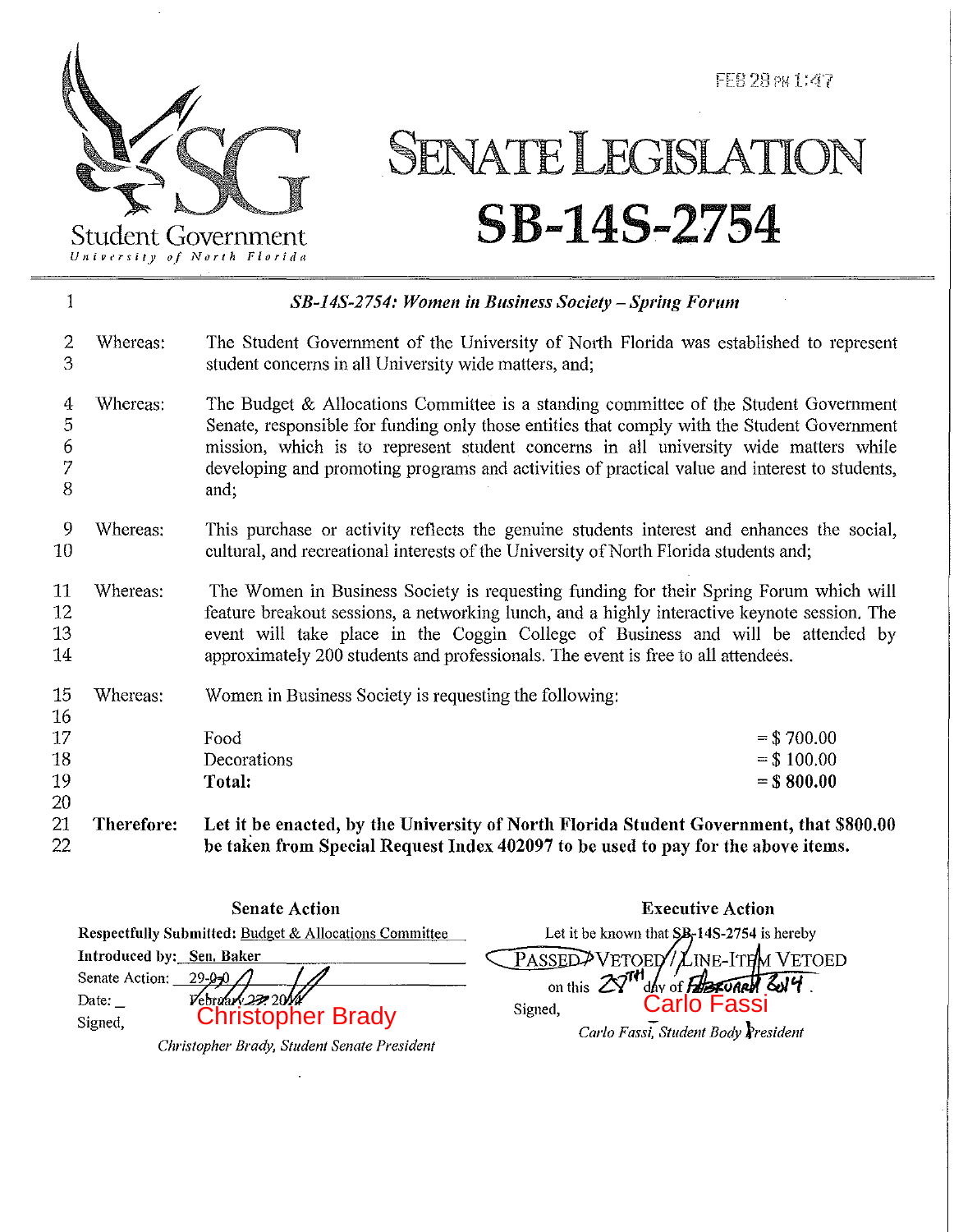FEB 28 PM 1:47

Student Government
University of North Florida

# SENATE LEGISLATION
# SB-14S-2754

1 *SB-14S-2754: Women in Business Society – Spring Forum*

2–3 Whereas: The Student Government of the University of North Florida was established to represent student concerns in all University wide matters, and;

4–8 Whereas: The Budget & Allocations Committee is a standing committee of the Student Government Senate, responsible for funding only those entities that comply with the Student Government mission, which is to represent student concerns in all university wide matters while developing and promoting programs and activities of practical value and interest to students, and;

9–10 Whereas: This purchase or activity reflects the genuine students interest and enhances the social, cultural, and recreational interests of the University of North Florida students and;

11–14 Whereas: The Women in Business Society is requesting funding for their Spring Forum which will feature breakout sessions, a networking lunch, and a highly interactive keynote session. The event will take place in the Coggin College of Business and will be attended by approximately 200 students and professionals. The event is free to all attendees.

15 Whereas: Women in Business Society is requesting the following:

| | |
|---|---|
| Food | = $ 700.00 |
| Decorations | = $ 100.00 |
| **Total:** | **= $ 800.00** |

21–22 **Therefore: Let it be enacted, by the University of North Florida Student Government, that $800.00 be taken from Special Request Index 402097 to be used to pay for the above items.**

**Senate Action**

**Respectfully Submitted:** Budget & Allocations Committee

**Introduced by:** Sen. Baker

Senate Action: 29-0-0

Date: February 27 2014

Signed, Christopher Brady

*Christopher Brady, Student Senate President*

**Executive Action**

Let it be known that SB-14S-2754 is hereby PASSED/VETOED/LINE-ITEM VETOED on this 27TH day of FEBRUARY 2014.

Signed, Carlo Fassi

*Carlo Fassi, Student Body President*